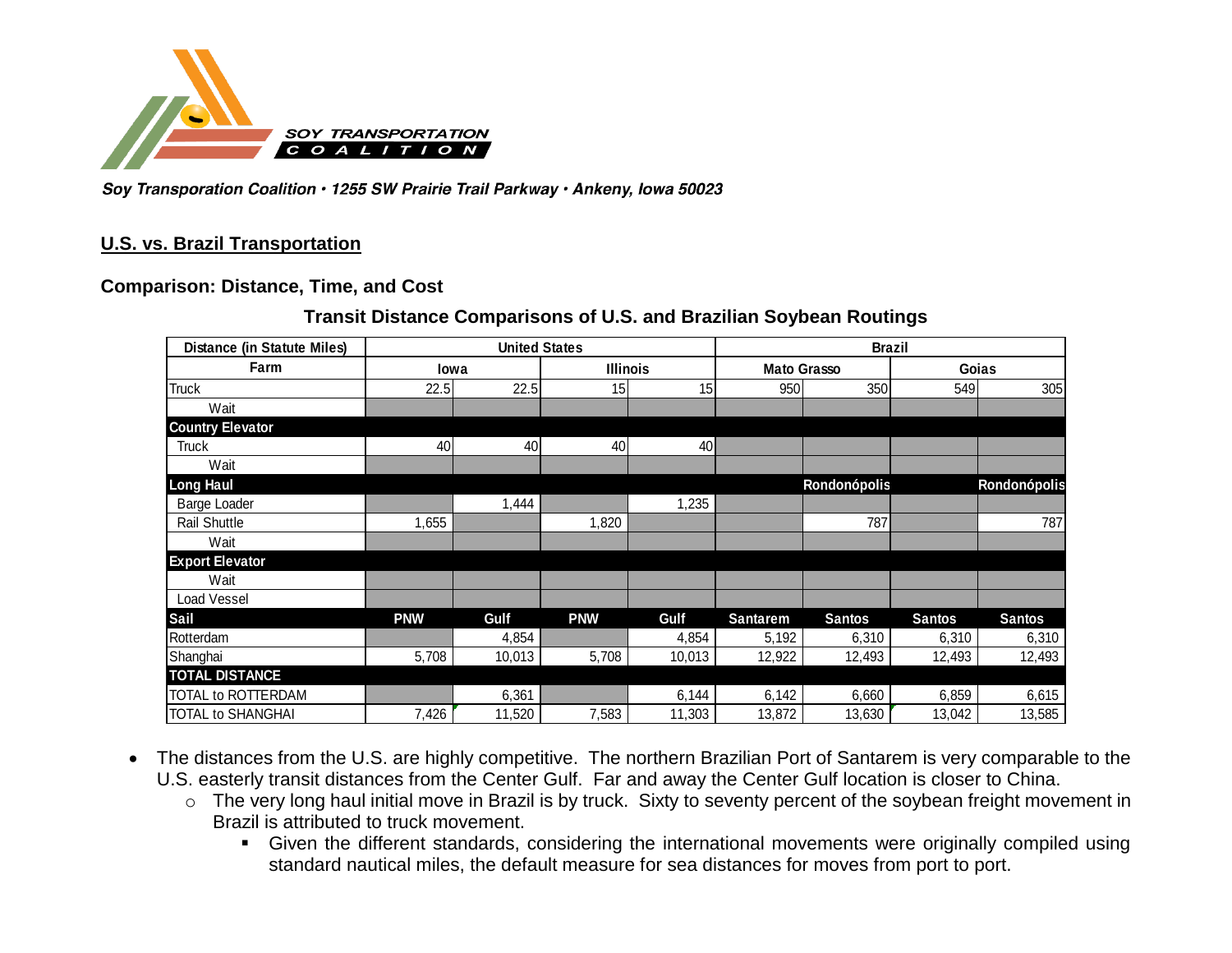SOY TRANSPORTATION COALITION

*Soy Transporation Coalition • 1255 SW Prairie Trail Parkway • Ankeny, Iowa 50023*

## U.S. vs. Brazil Transportation

### Comparison: Distance, Time, and Cost

**Transit Distance Comparisons of U.S. and Brazilian Soybean Routings**

| Distance (in Statute Miles) | United States | | | | Brazil | | | |
|---|---|---|---|---|---|---|---|---|
| **Farm** | **Iowa** | | **Illinois** | | **Mato Grasso** | | **Goias** | |
| Truck | 22.5 | 22.5 | 15 | 15 | 950 | 350 | 549 | 305 |
| Wait | | | | | | | | |
| **Country Elevator** | | | | | | | | |
| Truck | 40 | 40 | 40 | 40 | | | | |
| Wait | | | | | | | | |
| **Long Haul** | | | | | | **Rondonópolis** | | **Rondonópolis** |
| Barge Loader | | 1,444 | | 1,235 | | | | |
| Rail Shuttle | 1,655 | | 1,820 | | | 787 | | 787 |
| Wait | | | | | | | | |
| **Export Elevator** | | | | | | | | |
| Wait | | | | | | | | |
| Load Vessel | | | | | | | | |
| **Sail** | **PNW** | **Gulf** | **PNW** | **Gulf** | **Santarem** | **Santos** | **Santos** | **Santos** |
| Rotterdam | | 4,854 | | 4,854 | 5,192 | 6,310 | 6,310 | 6,310 |
| Shanghai | 5,708 | 10,013 | 5,708 | 10,013 | 12,922 | 12,493 | 12,493 | 12,493 |
| **TOTAL DISTANCE** | | | | | | | | |
| TOTAL to ROTTERDAM | | 6,361 | | 6,144 | 6,142 | 6,660 | 6,859 | 6,615 |
| TOTAL to SHANGHAI | 7,426 | 11,520 | 7,583 | 11,303 | 13,872 | 13,630 | 13,042 | 13,585 |

- The distances from the U.S. are highly competitive. The northern Brazilian Port of Santarem is very comparable to the U.S. easterly transit distances from the Center Gulf. Far and away the Center Gulf location is closer to China.
  - The very long haul initial move in Brazil is by truck. Sixty to seventy percent of the soybean freight movement in Brazil is attributed to truck movement.
    - Given the different standards, considering the international movements were originally compiled using standard nautical miles, the default measure for sea distances for moves from port to port.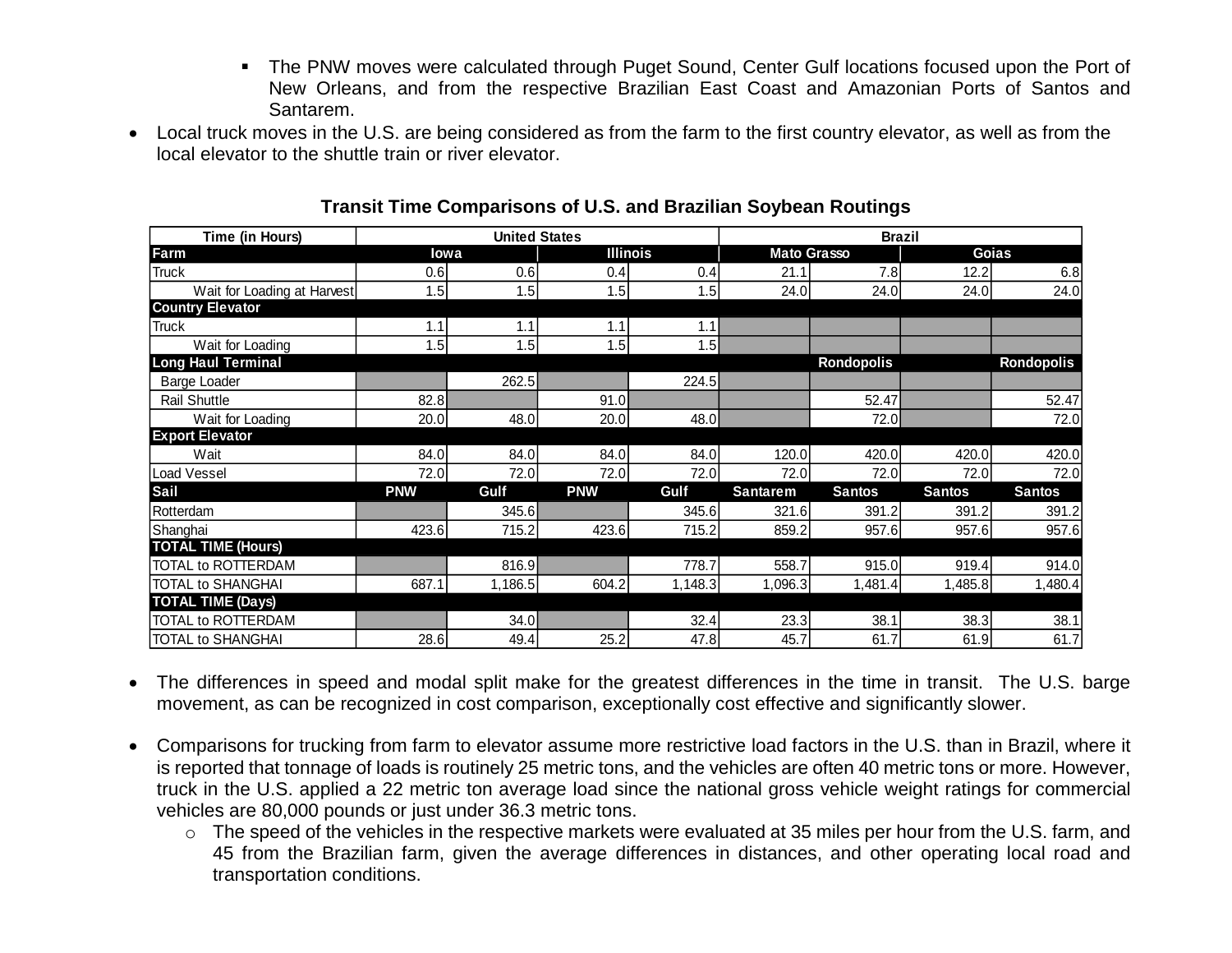- The PNW moves were calculated through Puget Sound, Center Gulf locations focused upon the Port of New Orleans, and from the respective Brazilian East Coast and Amazonian Ports of Santos and Santarem.

- Local truck moves in the U.S. are being considered as from the farm to the first country elevator, as well as from the local elevator to the shuttle train or river elevator.

**Transit Time Comparisons of U.S. and Brazilian Soybean Routings**

| Time (in Hours) | United States | | | | Brazil | | | |
|---|---|---|---|---|---|---|---|---|
| **Farm** | **Iowa** | | **Illinois** | | **Mato Grasso** | | **Goias** | |
| Truck | 0.6 | 0.6 | 0.4 | 0.4 | 21.1 | 7.8 | 12.2 | 6.8 |
| Wait for Loading at Harvest | 1.5 | 1.5 | 1.5 | 1.5 | 24.0 | 24.0 | 24.0 | 24.0 |
| **Country Elevator** | | | | | | | | |
| Truck | 1.1 | 1.1 | 1.1 | 1.1 | | | | |
| Wait for Loading | 1.5 | 1.5 | 1.5 | 1.5 | | | | |
| **Long Haul Terminal** | | | | | | **Rondopolis** | | **Rondopolis** |
| Barge Loader | | 262.5 | | 224.5 | | | | |
| Rail Shuttle | 82.8 | | 91.0 | | | 52.47 | | 52.47 |
| Wait for Loading | 20.0 | 48.0 | 20.0 | 48.0 | | 72.0 | | 72.0 |
| **Export Elevator** | | | | | | | | |
| Wait | 84.0 | 84.0 | 84.0 | 84.0 | 120.0 | 420.0 | 420.0 | 420.0 |
| Load Vessel | 72.0 | 72.0 | 72.0 | 72.0 | 72.0 | 72.0 | 72.0 | 72.0 |
| **Sail** | **PNW** | **Gulf** | **PNW** | **Gulf** | **Santarem** | **Santos** | **Santos** | **Santos** |
| Rotterdam | | 345.6 | | 345.6 | 321.6 | 391.2 | 391.2 | 391.2 |
| Shanghai | 423.6 | 715.2 | 423.6 | 715.2 | 859.2 | 957.6 | 957.6 | 957.6 |
| **TOTAL TIME (Hours)** | | | | | | | | |
| TOTAL to ROTTERDAM | | 816.9 | | 778.7 | 558.7 | 915.0 | 919.4 | 914.0 |
| TOTAL to SHANGHAI | 687.1 | 1,186.5 | 604.2 | 1,148.3 | 1,096.3 | 1,481.4 | 1,485.8 | 1,480.4 |
| **TOTAL TIME (Days)** | | | | | | | | |
| TOTAL to ROTTERDAM | | 34.0 | | 32.4 | 23.3 | 38.1 | 38.3 | 38.1 |
| TOTAL to SHANGHAI | 28.6 | 49.4 | 25.2 | 47.8 | 45.7 | 61.7 | 61.9 | 61.7 |

- The differences in speed and modal split make for the greatest differences in the time in transit. The U.S. barge movement, as can be recognized in cost comparison, exceptionally cost effective and significantly slower.

- Comparisons for trucking from farm to elevator assume more restrictive load factors in the U.S. than in Brazil, where it is reported that tonnage of loads is routinely 25 metric tons, and the vehicles are often 40 metric tons or more. However, truck in the U.S. applied a 22 metric ton average load since the national gross vehicle weight ratings for commercial vehicles are 80,000 pounds or just under 36.3 metric tons.
  - The speed of the vehicles in the respective markets were evaluated at 35 miles per hour from the U.S. farm, and 45 from the Brazilian farm, given the average differences in distances, and other operating local road and transportation conditions.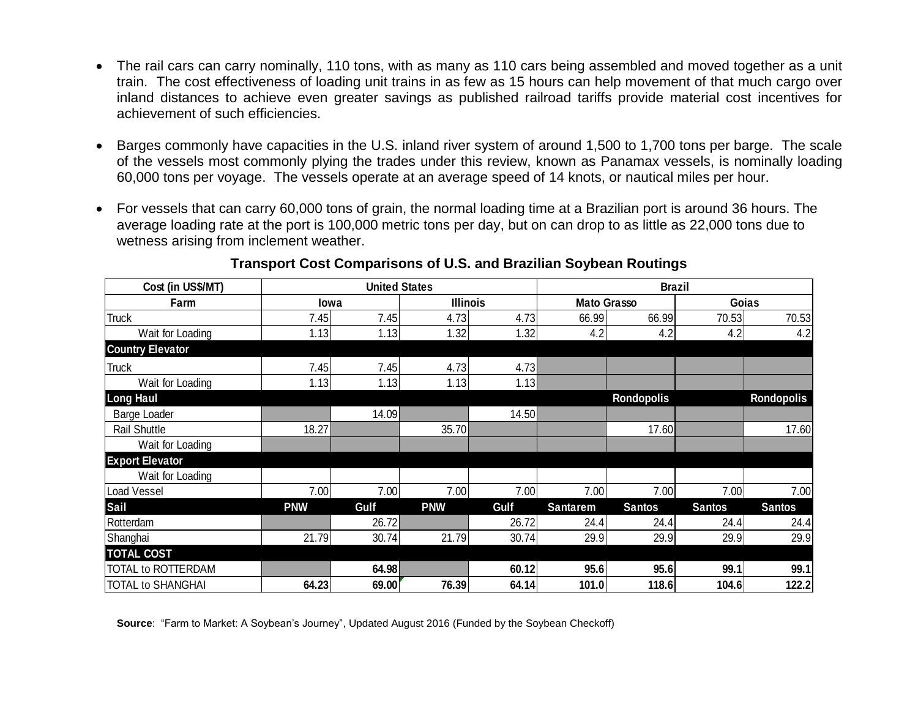- The rail cars can carry nominally, 110 tons, with as many as 110 cars being assembled and moved together as a unit train. The cost effectiveness of loading unit trains in as few as 15 hours can help movement of that much cargo over inland distances to achieve even greater savings as published railroad tariffs provide material cost incentives for achievement of such efficiencies.

- Barges commonly have capacities in the U.S. inland river system of around 1,500 to 1,700 tons per barge. The scale of the vessels most commonly plying the trades under this review, known as Panamax vessels, is nominally loading 60,000 tons per voyage. The vessels operate at an average speed of 14 knots, or nautical miles per hour.

- For vessels that can carry 60,000 tons of grain, the normal loading time at a Brazilian port is around 36 hours. The average loading rate at the port is 100,000 metric tons per day, but on can drop to as little as 22,000 tons due to wetness arising from inclement weather.

**Transport Cost Comparisons of U.S. and Brazilian Soybean Routings**

| Cost (in US$/MT) | United States | | | | Brazil | | | |
|---|---|---|---|---|---|---|---|---|
| **Farm** | **Iowa** | | **Illinois** | | **Mato Grasso** | | **Goias** | |
| Truck | 7.45 | 7.45 | 4.73 | 4.73 | 66.99 | 66.99 | 70.53 | 70.53 |
| Wait for Loading | 1.13 | 1.13 | 1.32 | 1.32 | 4.2 | 4.2 | 4.2 | 4.2 |
| **Country Elevator** | | | | | | | | |
| Truck | 7.45 | 7.45 | 4.73 | 4.73 | | | | |
| Wait for Loading | 1.13 | 1.13 | 1.13 | 1.13 | | | | |
| **Long Haul** | | | | | | **Rondopolis** | | **Rondopolis** |
| Barge Loader | | 14.09 | | 14.50 | | | | |
| Rail Shuttle | 18.27 | | 35.70 | | | 17.60 | | 17.60 |
| Wait for Loading | | | | | | | | |
| **Export Elevator** | | | | | | | | |
| Wait for Loading | | | | | | | | |
| Load Vessel | 7.00 | 7.00 | 7.00 | 7.00 | 7.00 | 7.00 | 7.00 | 7.00 |
| **Sail** | **PNW** | **Gulf** | **PNW** | **Gulf** | **Santarem** | **Santos** | **Santos** | **Santos** |
| Rotterdam | | 26.72 | | 26.72 | 24.4 | 24.4 | 24.4 | 24.4 |
| Shanghai | 21.79 | 30.74 | 21.79 | 30.74 | 29.9 | 29.9 | 29.9 | 29.9 |
| **TOTAL COST** | | | | | | | | |
| TOTAL to ROTTERDAM | | **64.98** | | **60.12** | **95.6** | **95.6** | **99.1** | **99.1** |
| TOTAL to SHANGHAI | **64.23** | **69.00** | **76.39** | **64.14** | **101.0** | **118.6** | **104.6** | **122.2** |

**Source**: "Farm to Market: A Soybean's Journey", Updated August 2016 (Funded by the Soybean Checkoff)